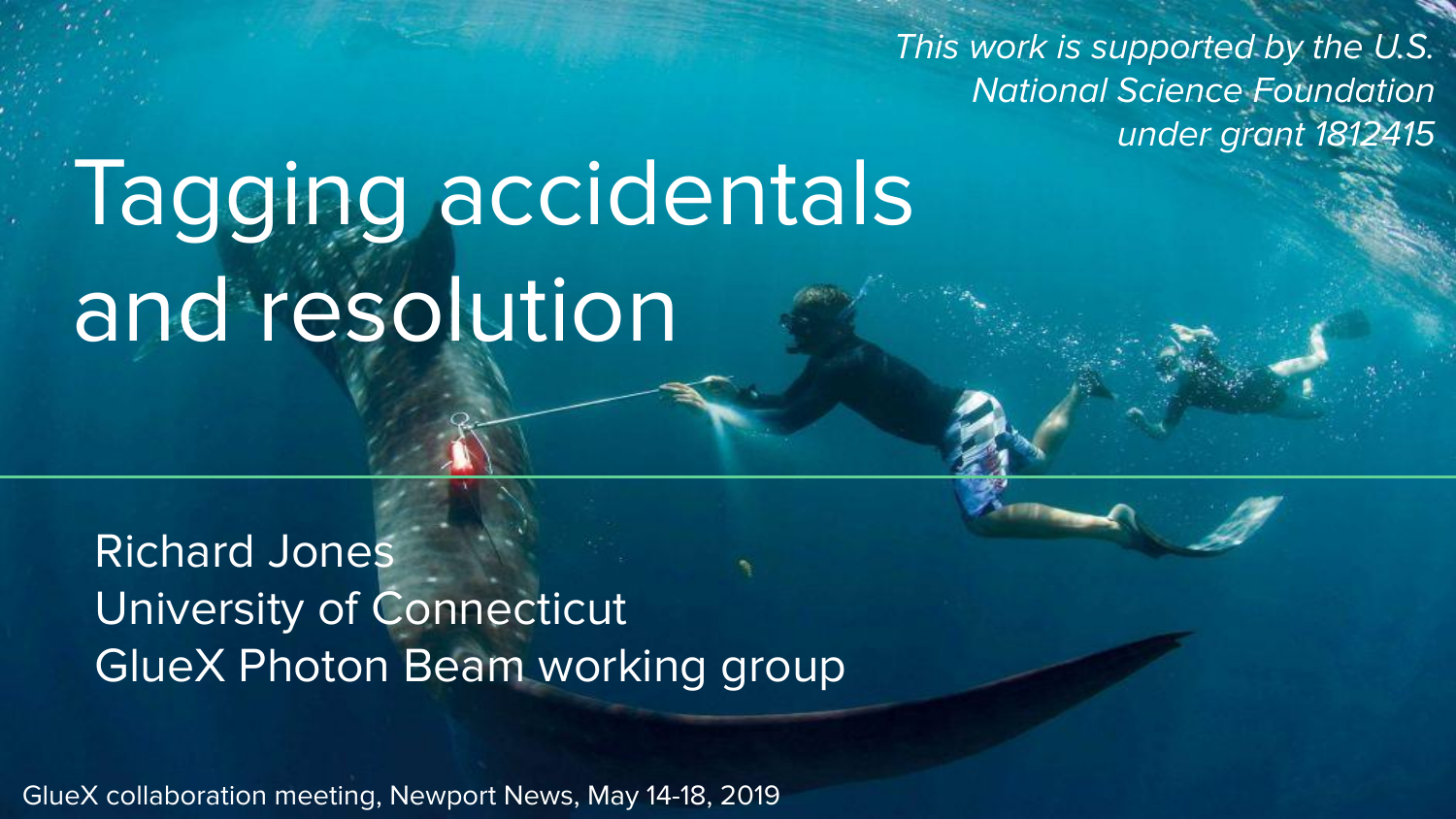*This work is supported by the U.S. National Science Foundation under grant 1812415*

# Tagging accidentals and resolution

Richard Jones
University of Connecticut
GlueX Photon Beam working group

GlueX collaboration meeting, Newport News, May 14-18, 2019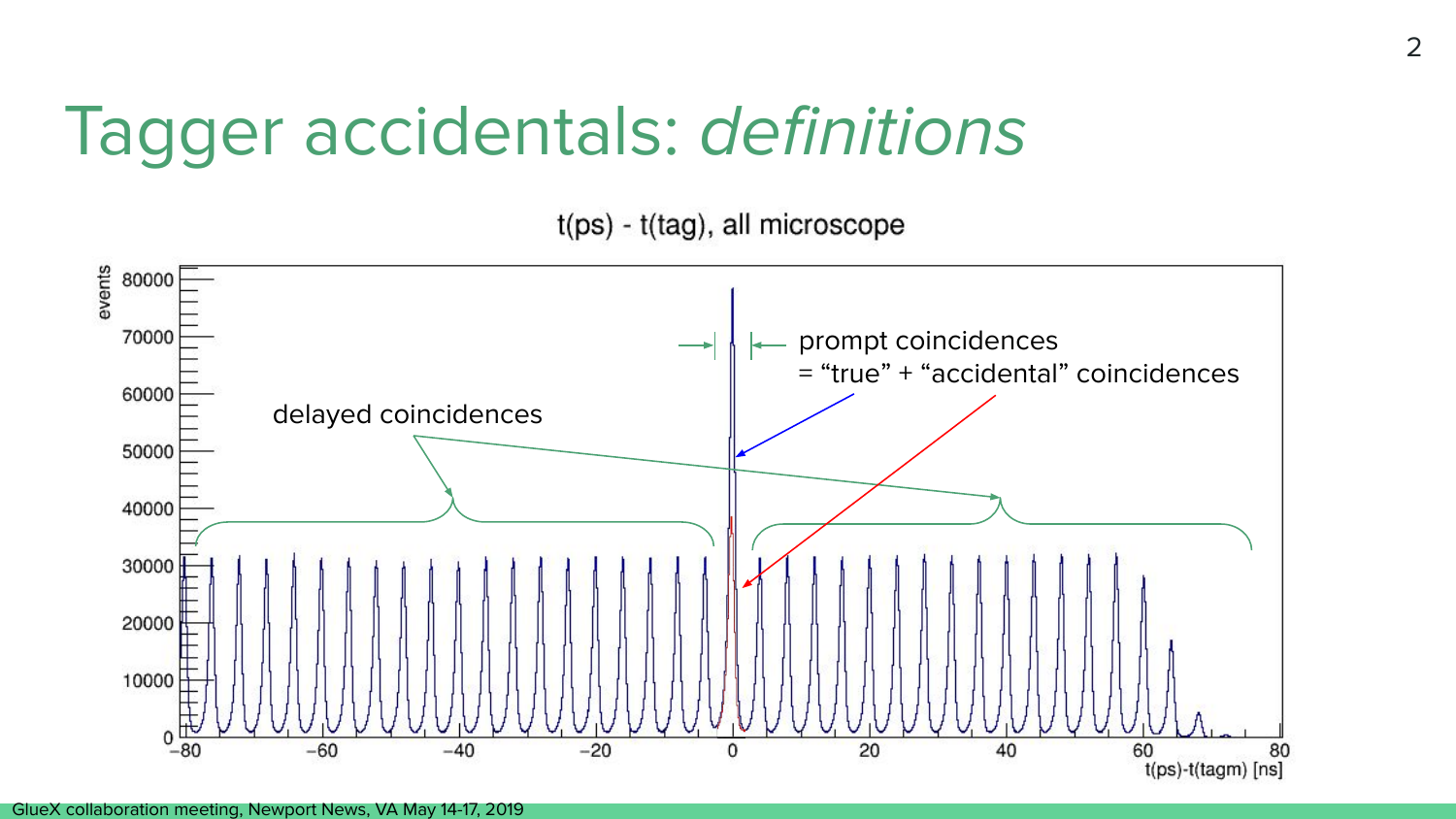# Tagger accidentals: *definitions*

t(ps) - t(tag), all microscope

prompt coincidences
= “true” + “accidental” coincidences

delayed coincidences

events

t(ps)-t(tagm) [ns]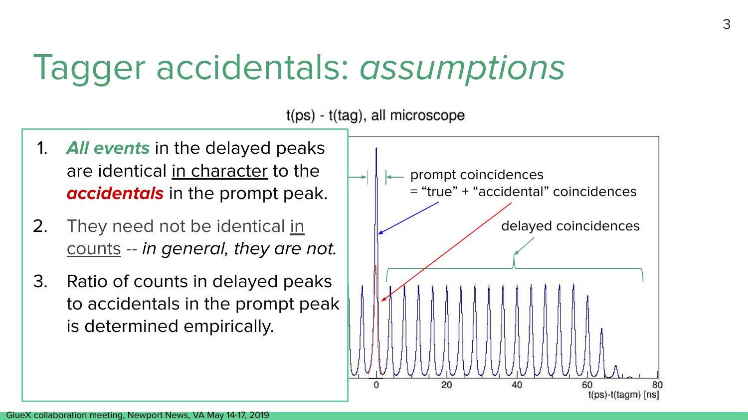# Tagger accidentals: *assumptions*

1. ***All events*** in the delayed peaks are identical in character to the ***accidentals*** in the prompt peak.
2. They need not be identical in counts -- *in general, they are not.*
3. Ratio of counts in delayed peaks to accidentals in the prompt peak is determined empirically.

t(ps) - t(tag), all microscope

prompt coincidences = "true" + "accidental" coincidences

delayed coincidences

t(ps)-t(tagm) [ns]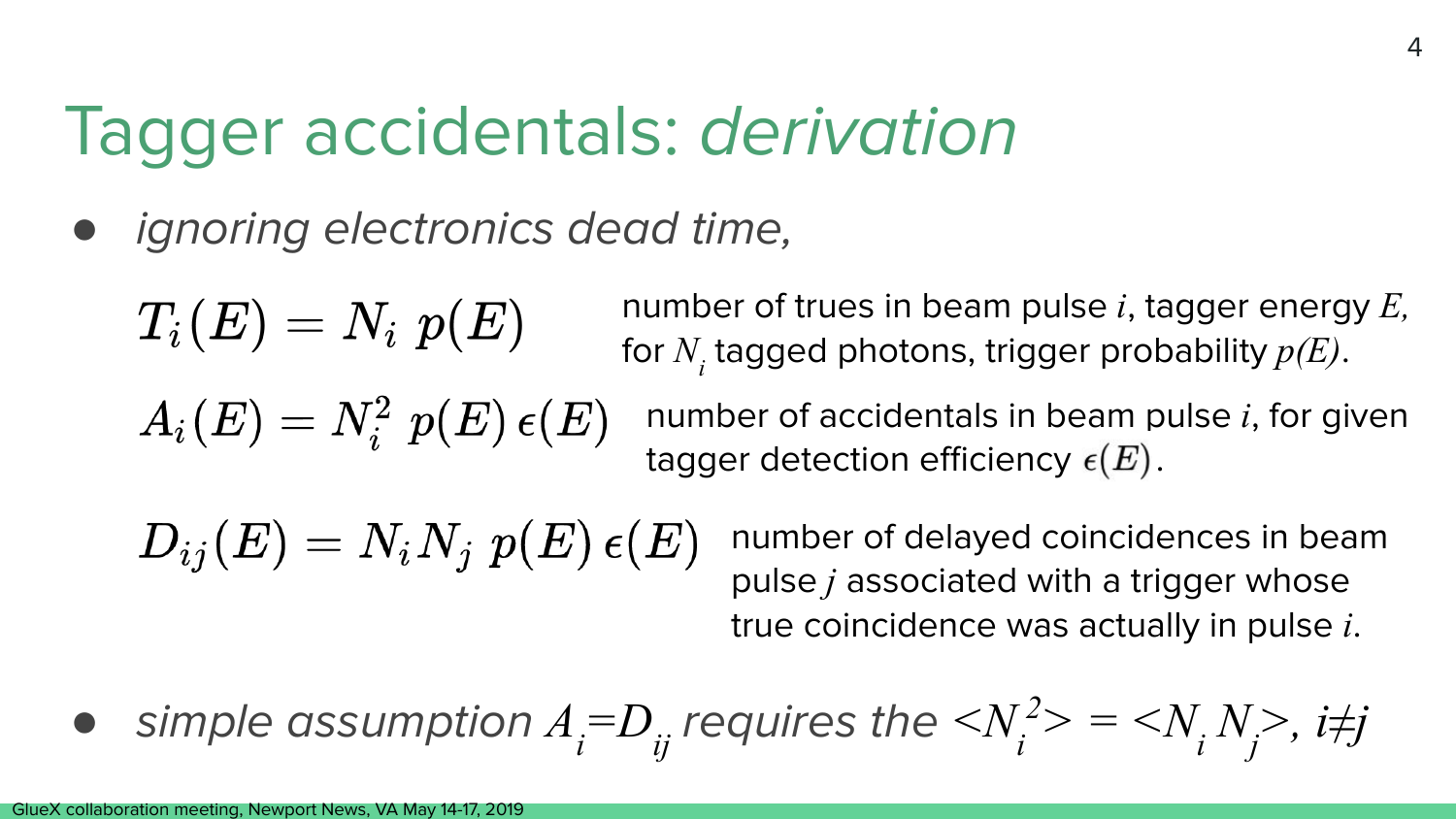# Tagger accidentals: *derivation*

- *ignoring electronics dead time,*

$$T_i(E) = N_i \; p(E)$$

number of trues in beam pulse $i$, tagger energy $E$, for $N_i$ tagged photons, trigger probability $p(E)$.

$$A_i(E) = N_i^2 \; p(E) \, \epsilon(E)$$

number of accidentals in beam pulse $i$, for given tagger detection efficiency $\epsilon(E)$.

$$D_{ij}(E) = N_i N_j \; p(E) \, \epsilon(E)$$

number of delayed coincidences in beam pulse $j$ associated with a trigger whose true coincidence was actually in pulse $i$.

- *simple assumption $A_i$=$D_{ij}$ requires the $<N_i^2> = <N_i \, N_j>$, $i \neq j$*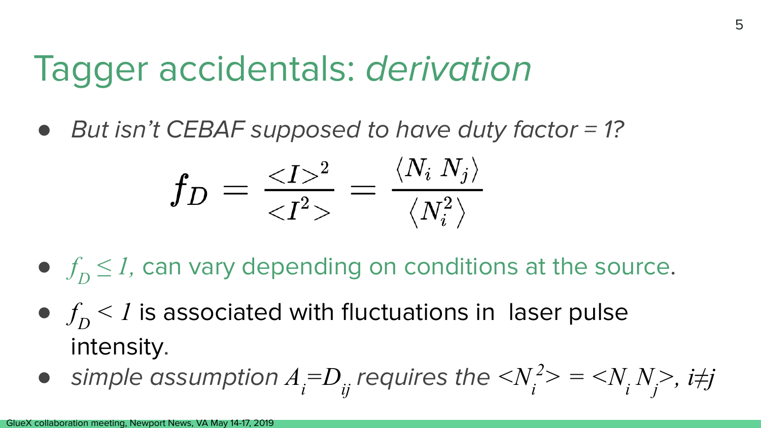# Tagger accidentals: *derivation*

- *But isn't CEBAF supposed to have duty factor = 1?*

$$f_D = \frac{<I>^2}{<I^2>} = \frac{\langle N_i \; N_j \rangle}{\langle N_i^2 \rangle}$$

- $f_D \leq 1$, can vary depending on conditions at the source.
- $f_D < 1$ is associated with fluctuations in laser pulse intensity.
- *simple assumption* $A_i = D_{ij}$ *requires the* $<N_i^2> = <N_i N_j>$, $i \neq j$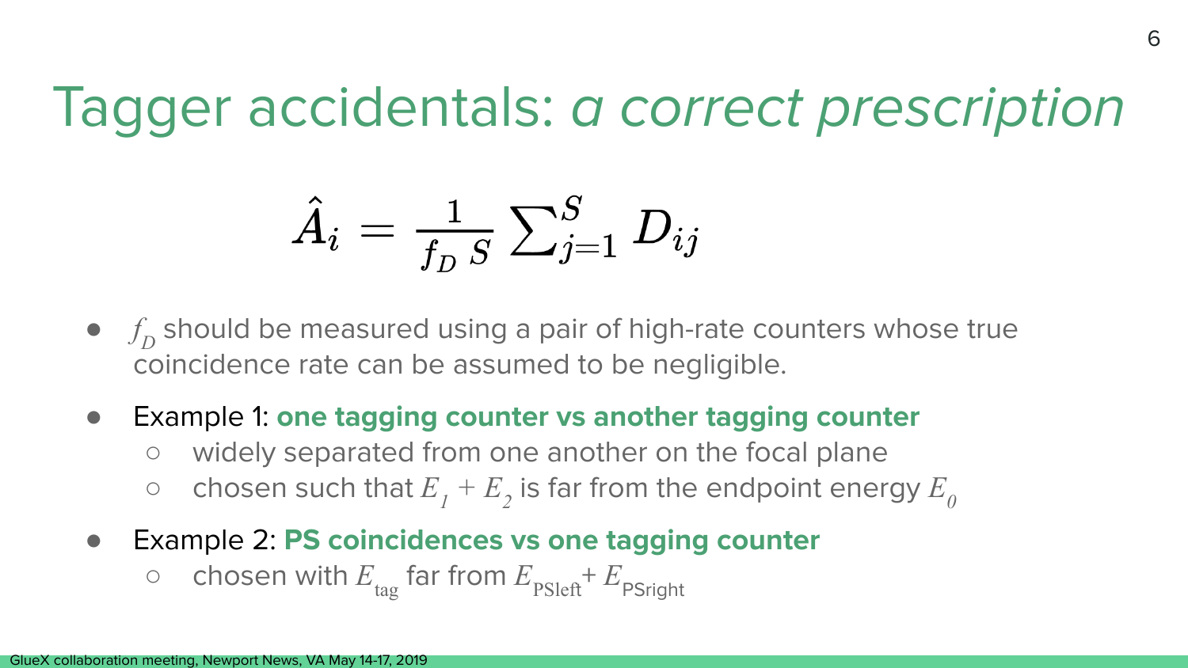# Tagger accidentals: *a correct prescription*

$$\hat{A}_i = \frac{1}{f_D\, S} \sum_{j=1}^{S} D_{ij}$$

- $f_D$ should be measured using a pair of high-rate counters whose true coincidence rate can be assumed to be negligible.
- Example 1: **one tagging counter vs another tagging counter**
  - widely separated from one another on the focal plane
  - chosen such that $E_1 + E_2$ is far from the endpoint energy $E_0$
- Example 2: **PS coincidences vs one tagging counter**
  - chosen with $E_{\mathrm{tag}}$ far from $E_{\mathrm{PSleft}} + E_{\mathrm{PSright}}$

GlueX collaboration meeting, Newport News, VA May 14-17, 2019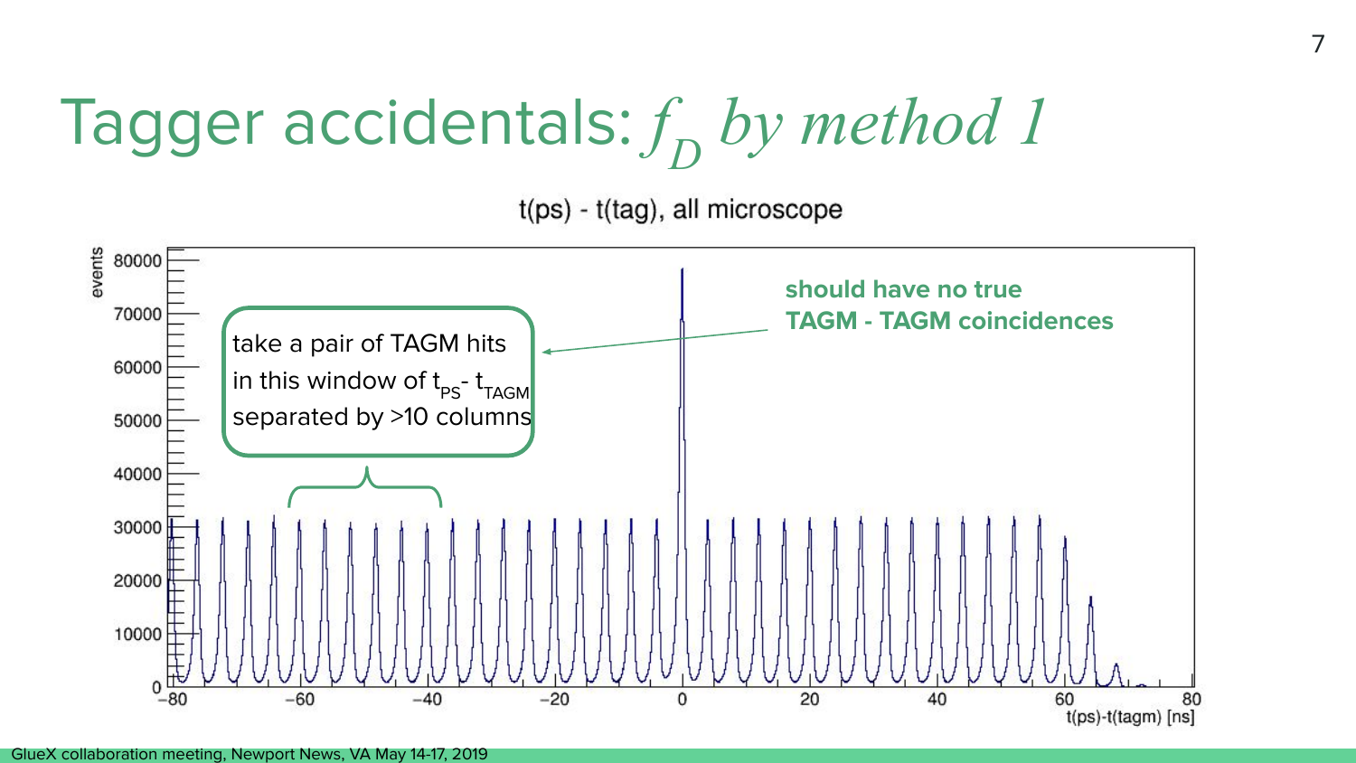# Tagger accidentals: $f_D$ *by method 1*

t(ps) - t(tag), all microscope

take a pair of TAGM hits in this window of $t_{PS}$- $t_{TAGM}$ separated by >10 columns

**should have no true TAGM - TAGM coincidences**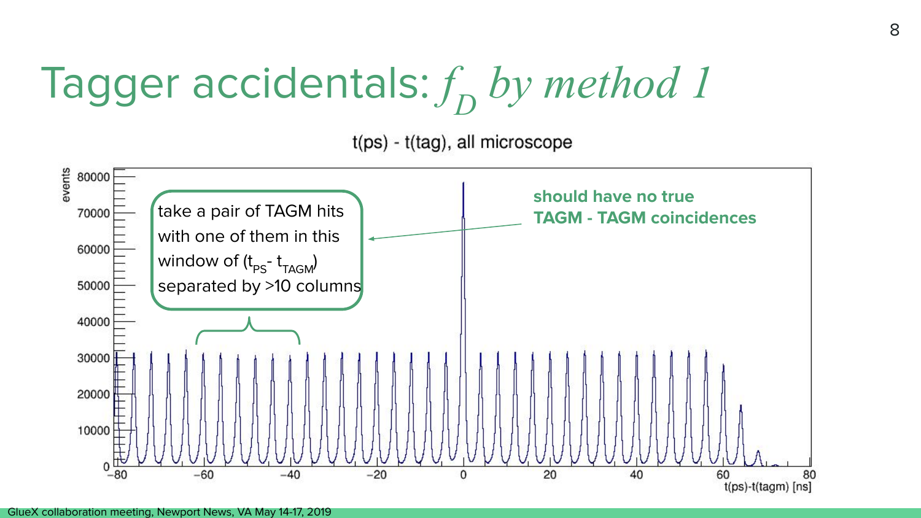# Tagger accidentals: $f_D$ *by method 1*

t(ps) - t(tag), all microscope

take a pair of TAGM hits with one of them in this window of ($t_{PS}$- $t_{TAGM}$) separated by >10 columns

**should have no true TAGM - TAGM coincidences**

events

t(ps)-t(tagm) [ns]

GlueX collaboration meeting, Newport News, VA May 14-17, 2019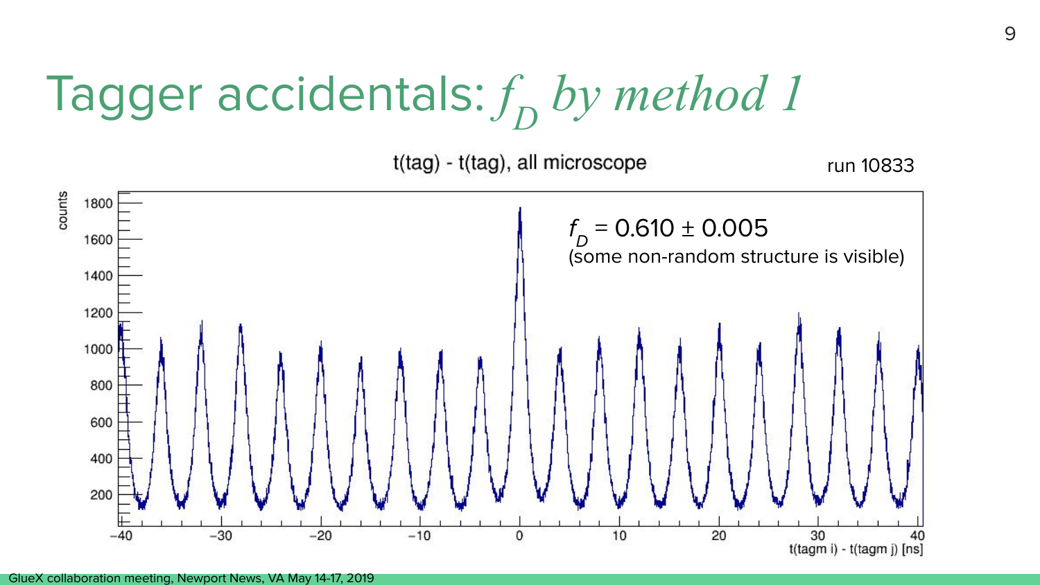# Tagger accidentals: $f_D$ *by method 1*

t(tag) - t(tag), all microscope

run 10833

$f_D = 0.610 \pm 0.005$
(some non-random structure is visible)

counts

t(tagm i) - t(tagm j) [ns]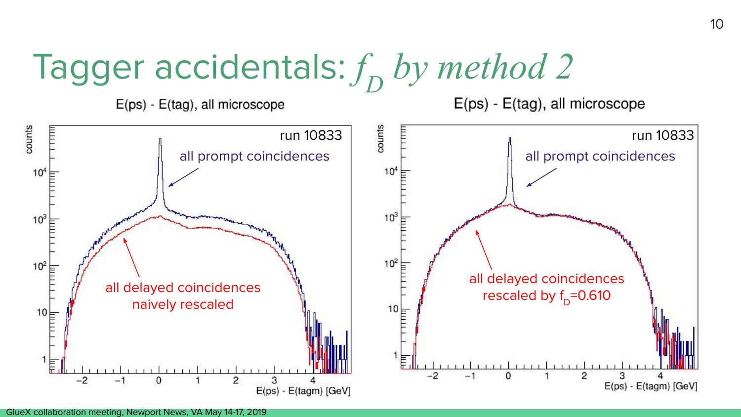# Tagger accidentals: $f_D$ *by method 2*

E(ps) - E(tag), all microscope

run 10833

all prompt coincidences

all delayed coincidences naively rescaled

E(ps) - E(tagm) [GeV]

E(ps) - E(tag), all microscope

run 10833

all prompt coincidences

all delayed coincidences rescaled by $f_D$=0.610

E(ps) - E(tagm) [GeV]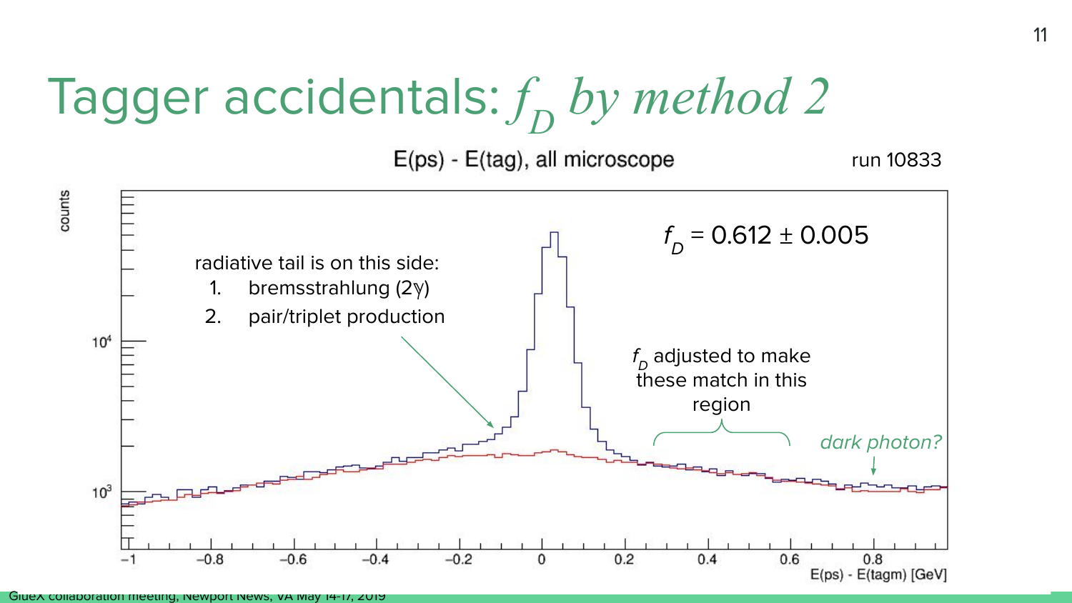# Tagger accidentals: $f_D$ *by method 2*

E(ps) - E(tag), all microscope

run 10833

$f_D = 0.612 \pm 0.005$

radiative tail is on this side:

1. bremsstrahlung (2γ)
2. pair/triplet production

$f_D$ adjusted to make these match in this region

*dark photon?*

counts

E(ps) - E(tagm) [GeV]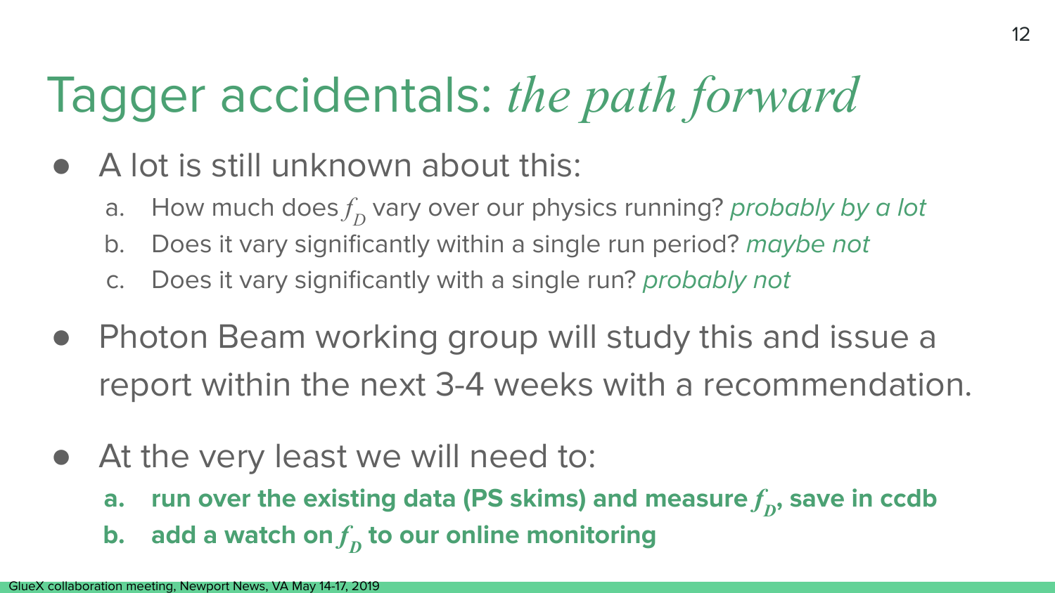# Tagger accidentals: *the path forward*

- A lot is still unknown about this:
  a. How much does $f_D$ vary over our physics running? *probably by a lot*
  b. Does it vary significantly within a single run period? *maybe not*
  c. Does it vary significantly with a single run? *probably not*
- Photon Beam working group will study this and issue a report within the next 3-4 weeks with a recommendation.
- At the very least we will need to:
  a. **run over the existing data (PS skims) and measure $f_D$, save in ccdb**
  b. **add a watch on $f_D$ to our online monitoring**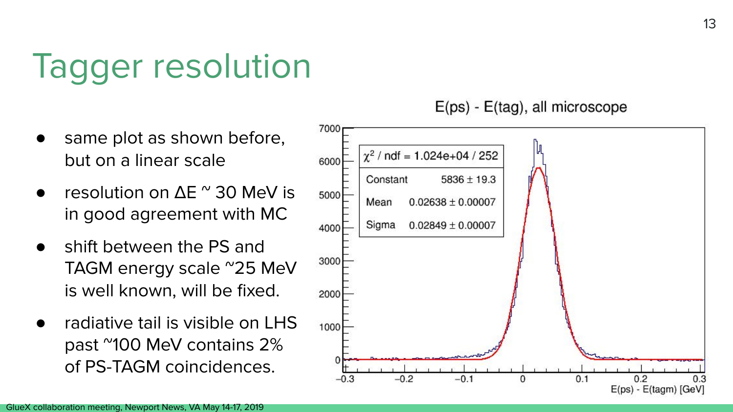# Tagger resolution

- same plot as shown before, but on a linear scale
- resolution on ΔE ~ 30 MeV is in good agreement with MC
- shift between the PS and TAGM energy scale ~25 MeV is well known, will be fixed.
- radiative tail is visible on LHS past ~100 MeV contains 2% of PS-TAGM coincidences.

E(ps) - E(tag), all microscope

| | |
|---|---|
| $\chi^2$ / ndf | 1.024e+04 / 252 |
| Constant | 5836 ± 19.3 |
| Mean | 0.02638 ± 0.00007 |
| Sigma | 0.02849 ± 0.00007 |

E(ps) - E(tagm) [GeV]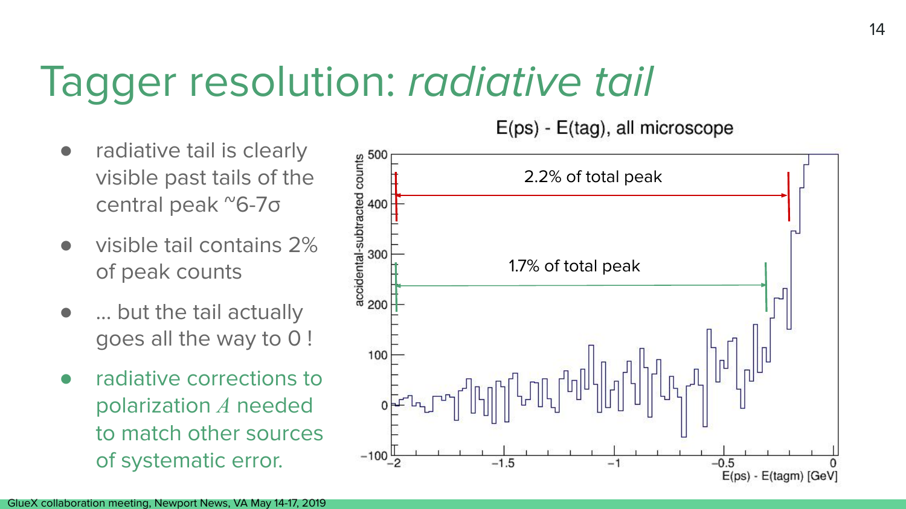# Tagger resolution: *radiative tail*

- radiative tail is clearly visible past tails of the central peak ~6-7σ
- visible tail contains 2% of peak counts
- … but the tail actually goes all the way to 0 !
- radiative corrections to polarization $A$ needed to match other sources of systematic error.

E(ps) - E(tag), all microscope

2.2% of total peak

1.7% of total peak

accidental-subtracted counts

E(ps) - E(tagm) [GeV]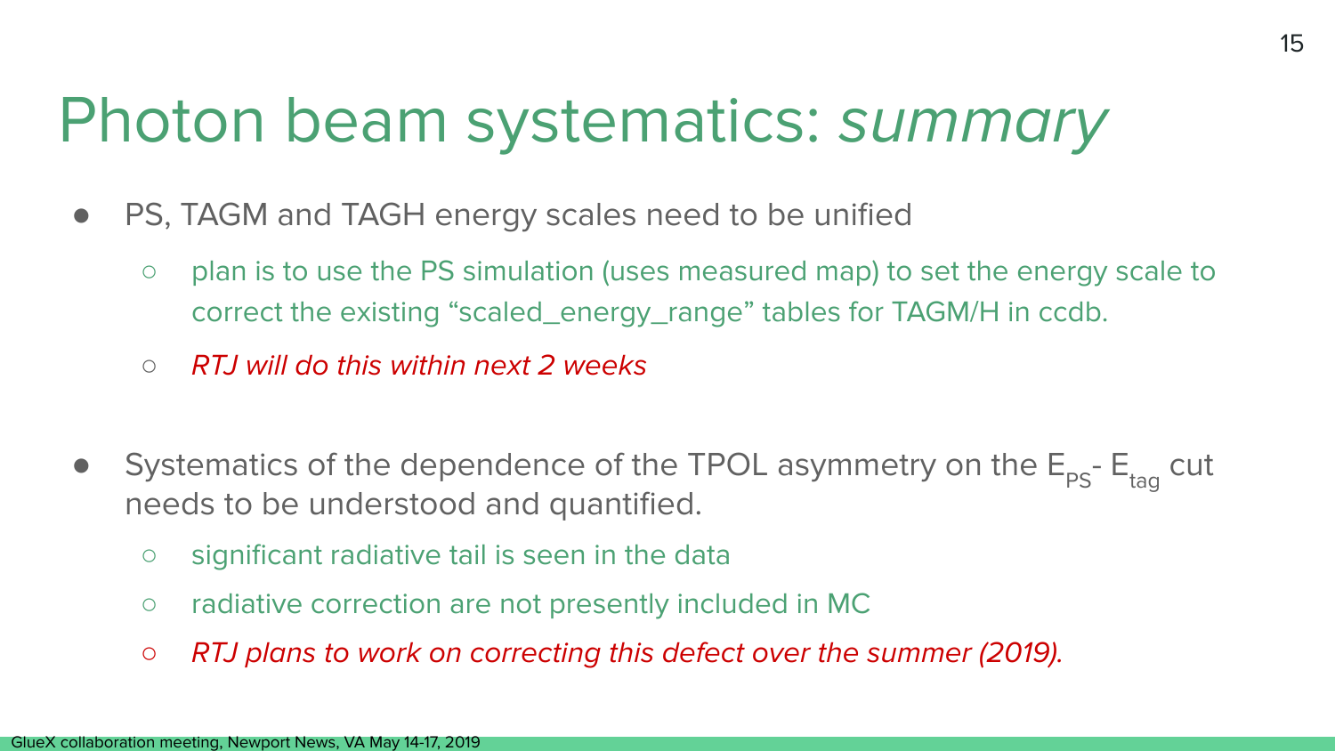# Photon beam systematics: *summary*

- PS, TAGM and TAGH energy scales need to be unified
  - plan is to use the PS simulation (uses measured map) to set the energy scale to correct the existing "scaled_energy_range" tables for TAGM/H in ccdb.
  - *RTJ will do this within next 2 weeks*

- Systematics of the dependence of the TPOL asymmetry on the $E_{PS}$- $E_{tag}$ cut needs to be understood and quantified.
  - significant radiative tail is seen in the data
  - radiative correction are not presently included in MC
  - *RTJ plans to work on correcting this defect over the summer (2019).*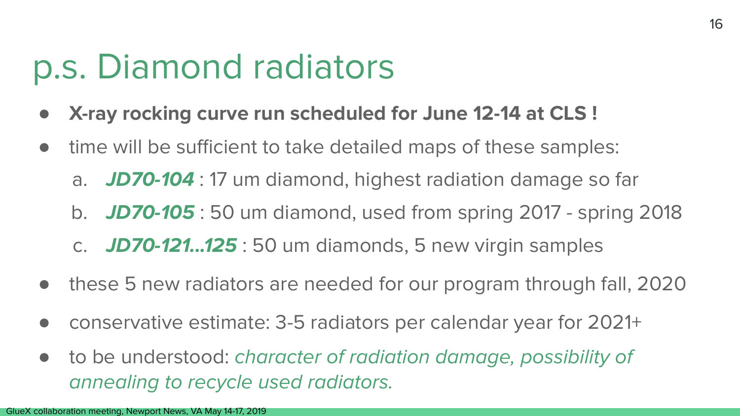# p.s. Diamond radiators

- **X-ray rocking curve run scheduled for June 12-14 at CLS !**
- time will be sufficient to take detailed maps of these samples:
    a. ***JD70-104*** : 17 um diamond, highest radiation damage so far
    b. ***JD70-105*** : 50 um diamond, used from spring 2017 - spring 2018
    c. ***JD70-121…125*** : 50 um diamonds, 5 new virgin samples
- these 5 new radiators are needed for our program through fall, 2020
- conservative estimate: 3-5 radiators per calendar year for 2021+
- to be understood: *character of radiation damage, possibility of annealing to recycle used radiators.*